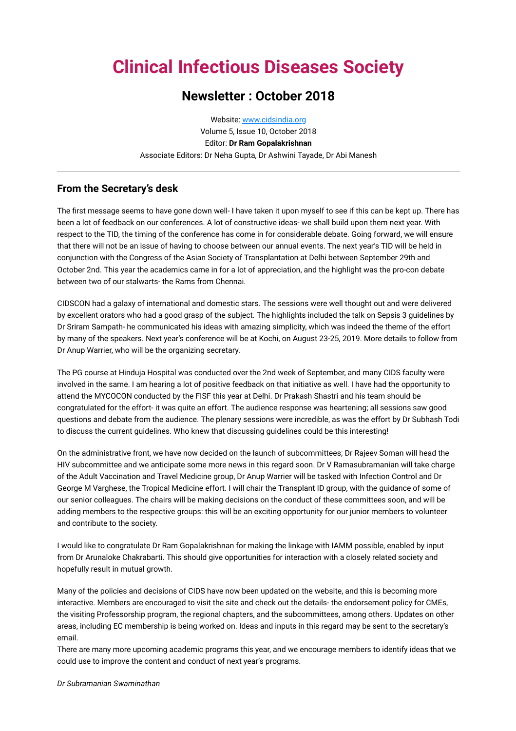# Clinical Infectious Diseases Society

## Newsletter : October 2018

Website: [www.cidsindia.org](http://www.cidsindia.org)
Volume 5, Issue 10, October 2018
Editor: **Dr Ram Gopalakrishnan**
Associate Editors: Dr Neha Gupta, Dr Ashwini Tayade, Dr Abi Manesh

---

### From the Secretary's desk

The first message seems to have gone down well- I have taken it upon myself to see if this can be kept up. There has been a lot of feedback on our conferences. A lot of constructive ideas- we shall build upon them next year. With respect to the TID, the timing of the conference has come in for considerable debate. Going forward, we will ensure that there will not be an issue of having to choose between our annual events. The next year's TID will be held in conjunction with the Congress of the Asian Society of Transplantation at Delhi between September 29th and October 2nd. This year the academics came in for a lot of appreciation, and the highlight was the pro-con debate between two of our stalwarts- the Rams from Chennai.

CIDSCON had a galaxy of international and domestic stars. The sessions were well thought out and were delivered by excellent orators who had a good grasp of the subject. The highlights included the talk on Sepsis 3 guidelines by Dr Sriram Sampath- he communicated his ideas with amazing simplicity, which was indeed the theme of the effort by many of the speakers. Next year's conference will be at Kochi, on August 23-25, 2019. More details to follow from Dr Anup Warrier, who will be the organizing secretary.

The PG course at Hinduja Hospital was conducted over the 2nd week of September, and many CIDS faculty were involved in the same. I am hearing a lot of positive feedback on that initiative as well. I have had the opportunity to attend the MYCOCON conducted by the FISF this year at Delhi. Dr Prakash Shastri and his team should be congratulated for the effort- it was quite an effort. The audience response was heartening; all sessions saw good questions and debate from the audience. The plenary sessions were incredible, as was the effort by Dr Subhash Todi to discuss the current guidelines. Who knew that discussing guidelines could be this interesting!

On the administrative front, we have now decided on the launch of subcommittees; Dr Rajeev Soman will head the HIV subcommittee and we anticipate some more news in this regard soon. Dr V Ramasubramanian will take charge of the Adult Vaccination and Travel Medicine group, Dr Anup Warrier will be tasked with Infection Control and Dr George M Varghese, the Tropical Medicine effort. I will chair the Transplant ID group, with the guidance of some of our senior colleagues. The chairs will be making decisions on the conduct of these committees soon, and will be adding members to the respective groups: this will be an exciting opportunity for our junior members to volunteer and contribute to the society.

I would like to congratulate Dr Ram Gopalakrishnan for making the linkage with IAMM possible, enabled by input from Dr Arunaloke Chakrabarti. This should give opportunities for interaction with a closely related society and hopefully result in mutual growth.

Many of the policies and decisions of CIDS have now been updated on the website, and this is becoming more interactive. Members are encouraged to visit the site and check out the details- the endorsement policy for CMEs, the visiting Professorship program, the regional chapters, and the subcommittees, among others. Updates on other areas, including EC membership is being worked on. Ideas and inputs in this regard may be sent to the secretary's email.
There are many more upcoming academic programs this year, and we encourage members to identify ideas that we could use to improve the content and conduct of next year's programs.

*Dr Subramanian Swaminathan*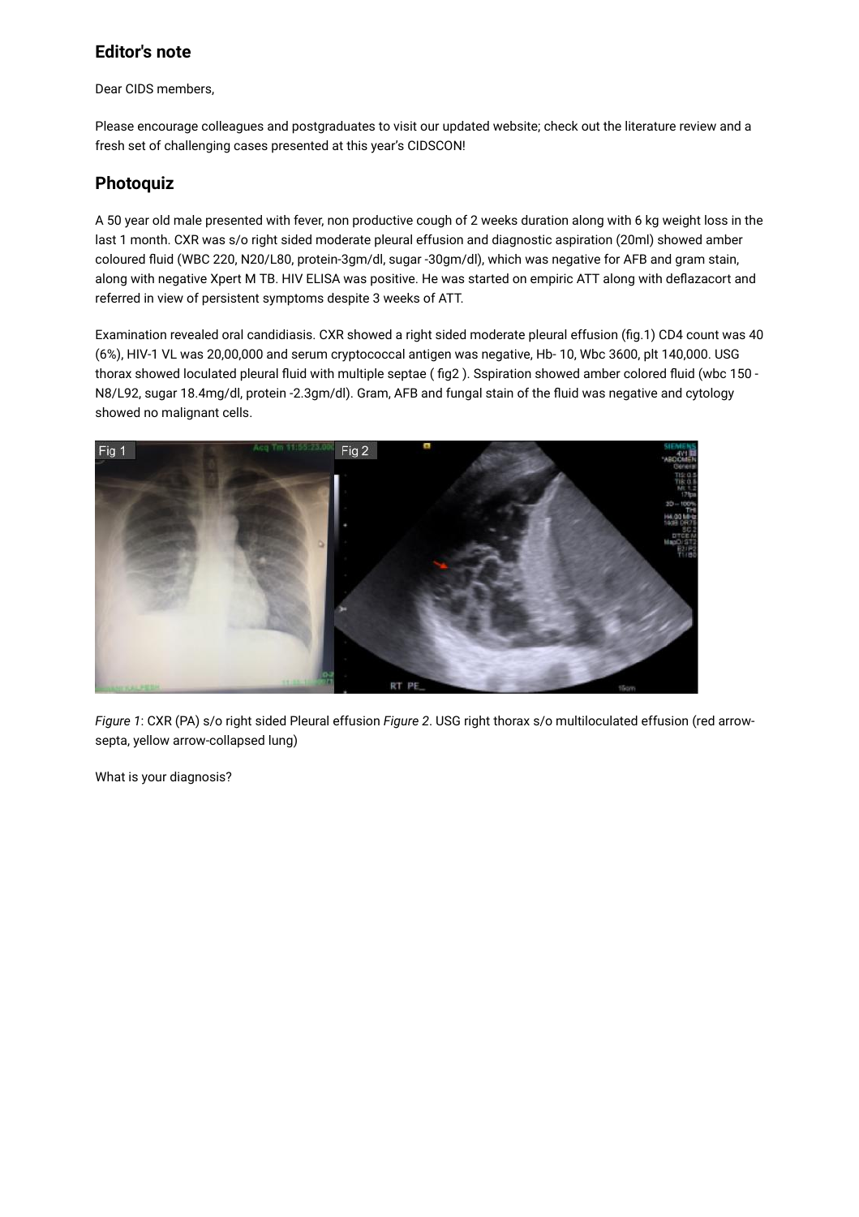## Editor's note

Dear CIDS members,

Please encourage colleagues and postgraduates to visit our updated website; check out the literature review and a fresh set of challenging cases presented at this year's CIDSCON!

## Photoquiz

A 50 year old male presented with fever, non productive cough of 2 weeks duration along with 6 kg weight loss in the last 1 month. CXR was s/o right sided moderate pleural effusion and diagnostic aspiration (20ml) showed amber coloured fluid (WBC 220, N20/L80, protein-3gm/dl, sugar -30gm/dl), which was negative for AFB and gram stain, along with negative Xpert M TB. HIV ELISA was positive. He was started on empiric ATT along with deflazacort and referred in view of persistent symptoms despite 3 weeks of ATT.

Examination revealed oral candidiasis. CXR showed a right sided moderate pleural effusion (fig.1) CD4 count was 40 (6%), HIV-1 VL was 20,00,000 and serum cryptococcal antigen was negative, Hb- 10, Wbc 3600, plt 140,000. USG thorax showed loculated pleural fluid with multiple septae ( fig2 ). Sspiration showed amber colored fluid (wbc 150 - N8/L92, sugar 18.4mg/dl, protein -2.3gm/dl). Gram, AFB and fungal stain of the fluid was negative and cytology showed no malignant cells.

*Figure 1*: CXR (PA) s/o right sided Pleural effusion *Figure 2*. USG right thorax s/o multiloculated effusion (red arrow-septa, yellow arrow-collapsed lung)

What is your diagnosis?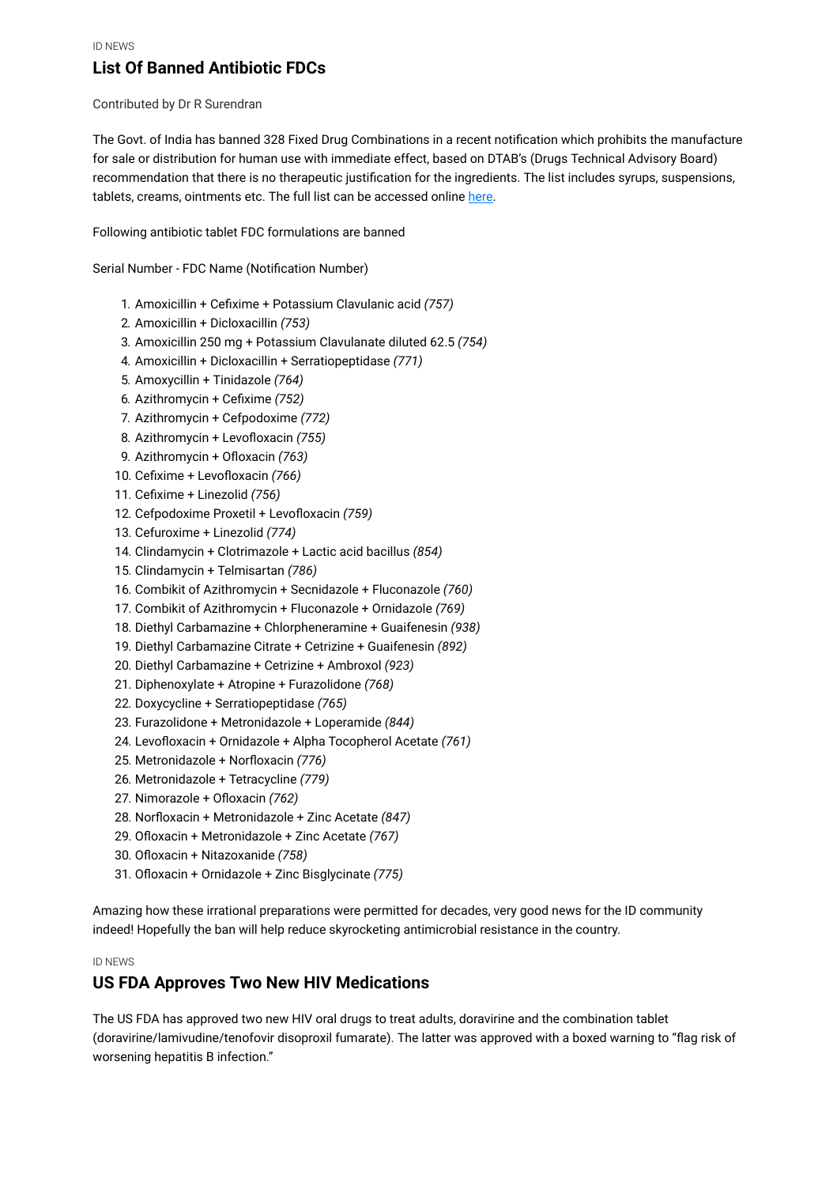ID NEWS

## List Of Banned Antibiotic FDCs

Contributed by Dr R Surendran

The Govt. of India has banned 328 Fixed Drug Combinations in a recent notification which prohibits the manufacture for sale or distribution for human use with immediate effect, based on DTAB's (Drugs Technical Advisory Board) recommendation that there is no therapeutic justification for the ingredients. The list includes syrups, suspensions, tablets, creams, ointments etc. The full list can be accessed online here.

Following antibiotic tablet FDC formulations are banned

Serial Number - FDC Name (Notification Number)

1. Amoxicillin + Cefixime + Potassium Clavulanic acid *(757)*
2. Amoxicillin + Dicloxacillin *(753)*
3. Amoxicillin 250 mg + Potassium Clavulanate diluted 62.5 *(754)*
4. Amoxicillin + Dicloxacillin + Serratiopeptidase *(771)*
5. Amoxycillin + Tinidazole *(764)*
6. Azithromycin + Cefixime *(752)*
7. Azithromycin + Cefpodoxime *(772)*
8. Azithromycin + Levofloxacin *(755)*
9. Azithromycin + Ofloxacin *(763)*
10. Cefixime + Levofloxacin *(766)*
11. Cefixime + Linezolid *(756)*
12. Cefpodoxime Proxetil + Levofloxacin *(759)*
13. Cefuroxime + Linezolid *(774)*
14. Clindamycin + Clotrimazole + Lactic acid bacillus *(854)*
15. Clindamycin + Telmisartan *(786)*
16. Combikit of Azithromycin + Secnidazole + Fluconazole *(760)*
17. Combikit of Azithromycin + Fluconazole + Ornidazole *(769)*
18. Diethyl Carbamazine + Chlorpheneramine + Guaifenesin *(938)*
19. Diethyl Carbamazine Citrate + Cetrizine + Guaifenesin *(892)*
20. Diethyl Carbamazine + Cetrizine + Ambroxol *(923)*
21. Diphenoxylate + Atropine + Furazolidone *(768)*
22. Doxycycline + Serratiopeptidase *(765)*
23. Furazolidone + Metronidazole + Loperamide *(844)*
24. Levofloxacin + Ornidazole + Alpha Tocopherol Acetate *(761)*
25. Metronidazole + Norfloxacin *(776)*
26. Metronidazole + Tetracycline *(779)*
27. Nimorazole + Ofloxacin *(762)*
28. Norfloxacin + Metronidazole + Zinc Acetate *(847)*
29. Ofloxacin + Metronidazole + Zinc Acetate *(767)*
30. Ofloxacin + Nitazoxanide *(758)*
31. Ofloxacin + Ornidazole + Zinc Bisglycinate *(775)*

Amazing how these irrational preparations were permitted for decades, very good news for the ID community indeed! Hopefully the ban will help reduce skyrocketing antimicrobial resistance in the country.

ID NEWS

## US FDA Approves Two New HIV Medications

The US FDA has approved two new HIV oral drugs to treat adults, doravirine and the combination tablet (doravirine/lamivudine/tenofovir disoproxil fumarate). The latter was approved with a boxed warning to "flag risk of worsening hepatitis B infection."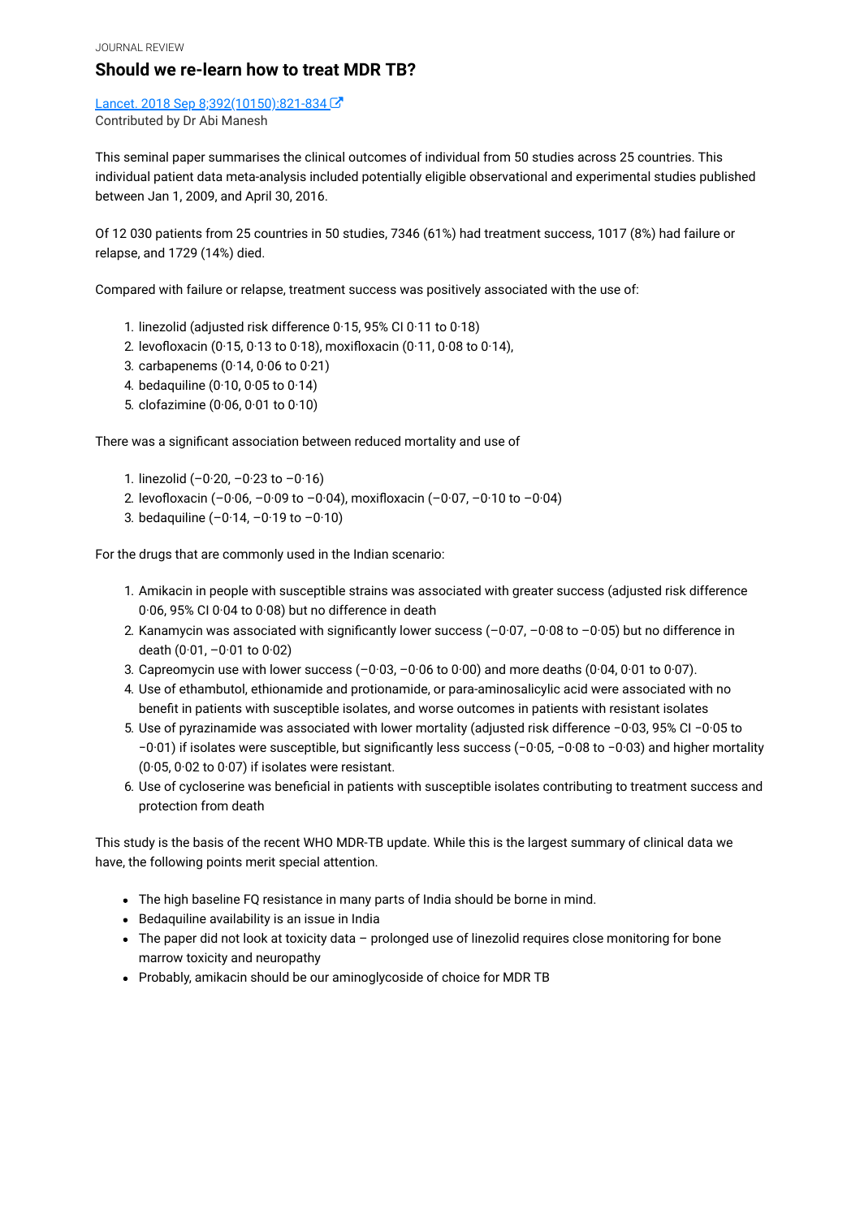JOURNAL REVIEW

## Should we re-learn how to treat MDR TB?

Lancet. 2018 Sep 8;392(10150):821-834

Contributed by Dr Abi Manesh

This seminal paper summarises the clinical outcomes of individual from 50 studies across 25 countries. This individual patient data meta-analysis included potentially eligible observational and experimental studies published between Jan 1, 2009, and April 30, 2016.

Of 12 030 patients from 25 countries in 50 studies, 7346 (61%) had treatment success, 1017 (8%) had failure or relapse, and 1729 (14%) died.

Compared with failure or relapse, treatment success was positively associated with the use of:

1. linezolid (adjusted risk difference 0·15, 95% CI 0·11 to 0·18)
2. levofloxacin (0·15, 0·13 to 0·18), moxifloxacin (0·11, 0·08 to 0·14),
3. carbapenems (0·14, 0·06 to 0·21)
4. bedaquiline (0·10, 0·05 to 0·14)
5. clofazimine (0·06, 0·01 to 0·10)

There was a significant association between reduced mortality and use of

1. linezolid (–0·20, –0·23 to –0·16)
2. levofloxacin (–0·06, –0·09 to –0·04), moxifloxacin (–0·07, –0·10 to –0·04)
3. bedaquiline (–0·14, –0·19 to –0·10)

For the drugs that are commonly used in the Indian scenario:

1. Amikacin in people with susceptible strains was associated with greater success (adjusted risk difference 0·06, 95% CI 0·04 to 0·08) but no difference in death
2. Kanamycin was associated with significantly lower success (–0·07, –0·08 to –0·05) but no difference in death (0·01, –0·01 to 0·02)
3. Capreomycin use with lower success (–0·03, –0·06 to 0·00) and more deaths (0·04, 0·01 to 0·07).
4. Use of ethambutol, ethionamide and protionamide, or para-aminosalicylic acid were associated with no benefit in patients with susceptible isolates, and worse outcomes in patients with resistant isolates
5. Use of pyrazinamide was associated with lower mortality (adjusted risk difference −0·03, 95% CI −0·05 to −0·01) if isolates were susceptible, but significantly less success (−0·05, −0·08 to −0·03) and higher mortality (0·05, 0·02 to 0·07) if isolates were resistant.
6. Use of cycloserine was beneficial in patients with susceptible isolates contributing to treatment success and protection from death

This study is the basis of the recent WHO MDR-TB update. While this is the largest summary of clinical data we have, the following points merit special attention.

- The high baseline FQ resistance in many parts of India should be borne in mind.
- Bedaquiline availability is an issue in India
- The paper did not look at toxicity data – prolonged use of linezolid requires close monitoring for bone marrow toxicity and neuropathy
- Probably, amikacin should be our aminoglycoside of choice for MDR TB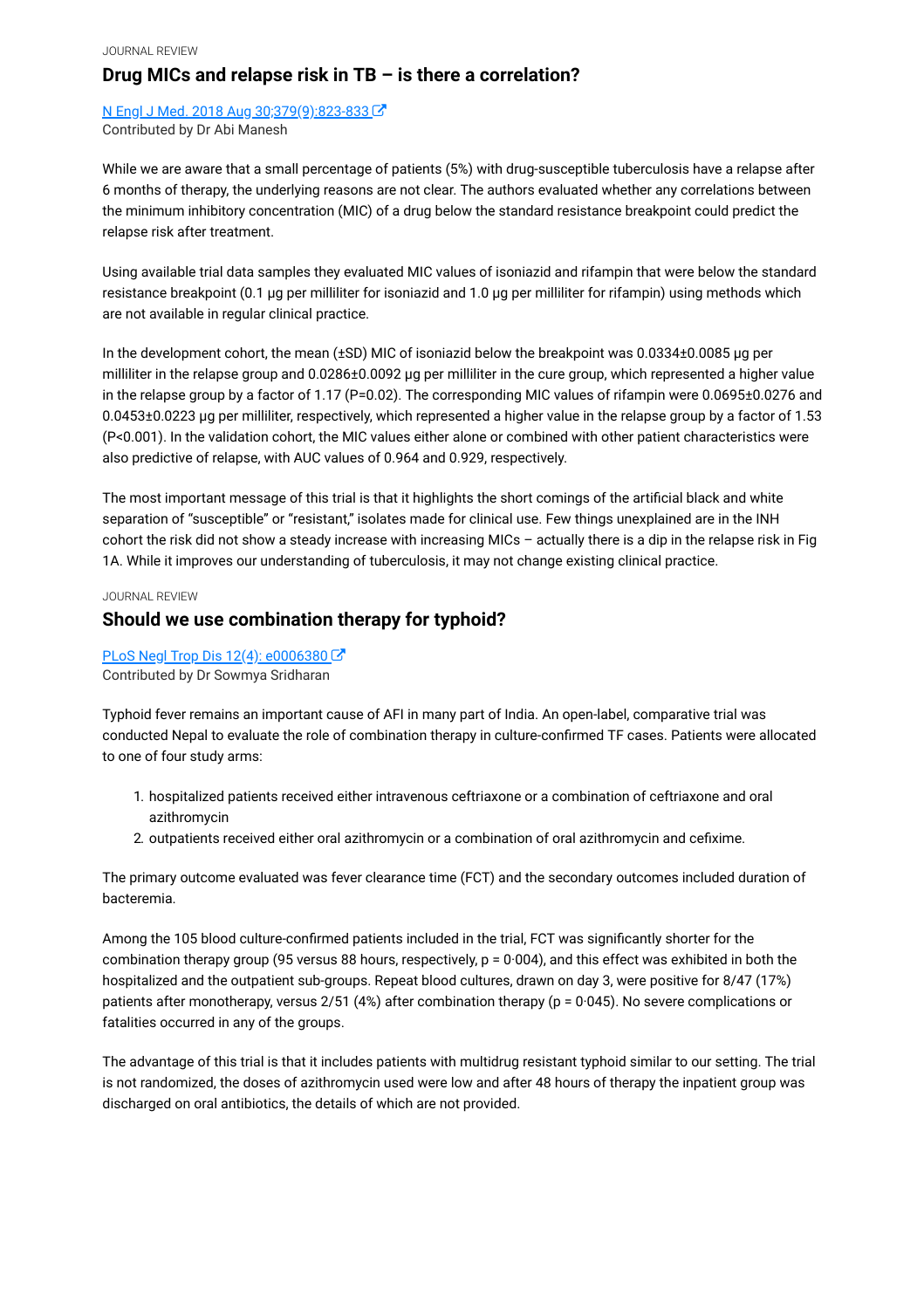JOURNAL REVIEW

## Drug MICs and relapse risk in TB – is there a correlation?

[N Engl J Med. 2018 Aug 30;379(9):823-833](#)
Contributed by Dr Abi Manesh

While we are aware that a small percentage of patients (5%) with drug-susceptible tuberculosis have a relapse after 6 months of therapy, the underlying reasons are not clear. The authors evaluated whether any correlations between the minimum inhibitory concentration (MIC) of a drug below the standard resistance breakpoint could predict the relapse risk after treatment.

Using available trial data samples they evaluated MIC values of isoniazid and rifampin that were below the standard resistance breakpoint (0.1 μg per milliliter for isoniazid and 1.0 μg per milliliter for rifampin) using methods which are not available in regular clinical practice.

In the development cohort, the mean (±SD) MIC of isoniazid below the breakpoint was 0.0334±0.0085 μg per milliliter in the relapse group and 0.0286±0.0092 μg per milliliter in the cure group, which represented a higher value in the relapse group by a factor of 1.17 ($P=0.02$). The corresponding MIC values of rifampin were 0.0695±0.0276 and 0.0453±0.0223 μg per milliliter, respectively, which represented a higher value in the relapse group by a factor of 1.53 ($P<0.001$). In the validation cohort, the MIC values either alone or combined with other patient characteristics were also predictive of relapse, with AUC values of 0.964 and 0.929, respectively.

The most important message of this trial is that it highlights the short comings of the artificial black and white separation of "susceptible" or "resistant," isolates made for clinical use. Few things unexplained are in the INH cohort the risk did not show a steady increase with increasing MICs – actually there is a dip in the relapse risk in Fig 1A. While it improves our understanding of tuberculosis, it may not change existing clinical practice.

JOURNAL REVIEW

## Should we use combination therapy for typhoid?

[PLoS Negl Trop Dis 12(4): e0006380](#)
Contributed by Dr Sowmya Sridharan

Typhoid fever remains an important cause of AFI in many part of India. An open-label, comparative trial was conducted Nepal to evaluate the role of combination therapy in culture-confirmed TF cases. Patients were allocated to one of four study arms:

1. hospitalized patients received either intravenous ceftriaxone or a combination of ceftriaxone and oral azithromycin
2. outpatients received either oral azithromycin or a combination of oral azithromycin and cefixime.

The primary outcome evaluated was fever clearance time (FCT) and the secondary outcomes included duration of bacteremia.

Among the 105 blood culture-confirmed patients included in the trial, FCT was significantly shorter for the combination therapy group (95 versus 88 hours, respectively, $p = 0·004$), and this effect was exhibited in both the hospitalized and the outpatient sub-groups. Repeat blood cultures, drawn on day 3, were positive for 8/47 (17%) patients after monotherapy, versus 2/51 (4%) after combination therapy ($p = 0·045$). No severe complications or fatalities occurred in any of the groups.

The advantage of this trial is that it includes patients with multidrug resistant typhoid similar to our setting. The trial is not randomized, the doses of azithromycin used were low and after 48 hours of therapy the inpatient group was discharged on oral antibiotics, the details of which are not provided.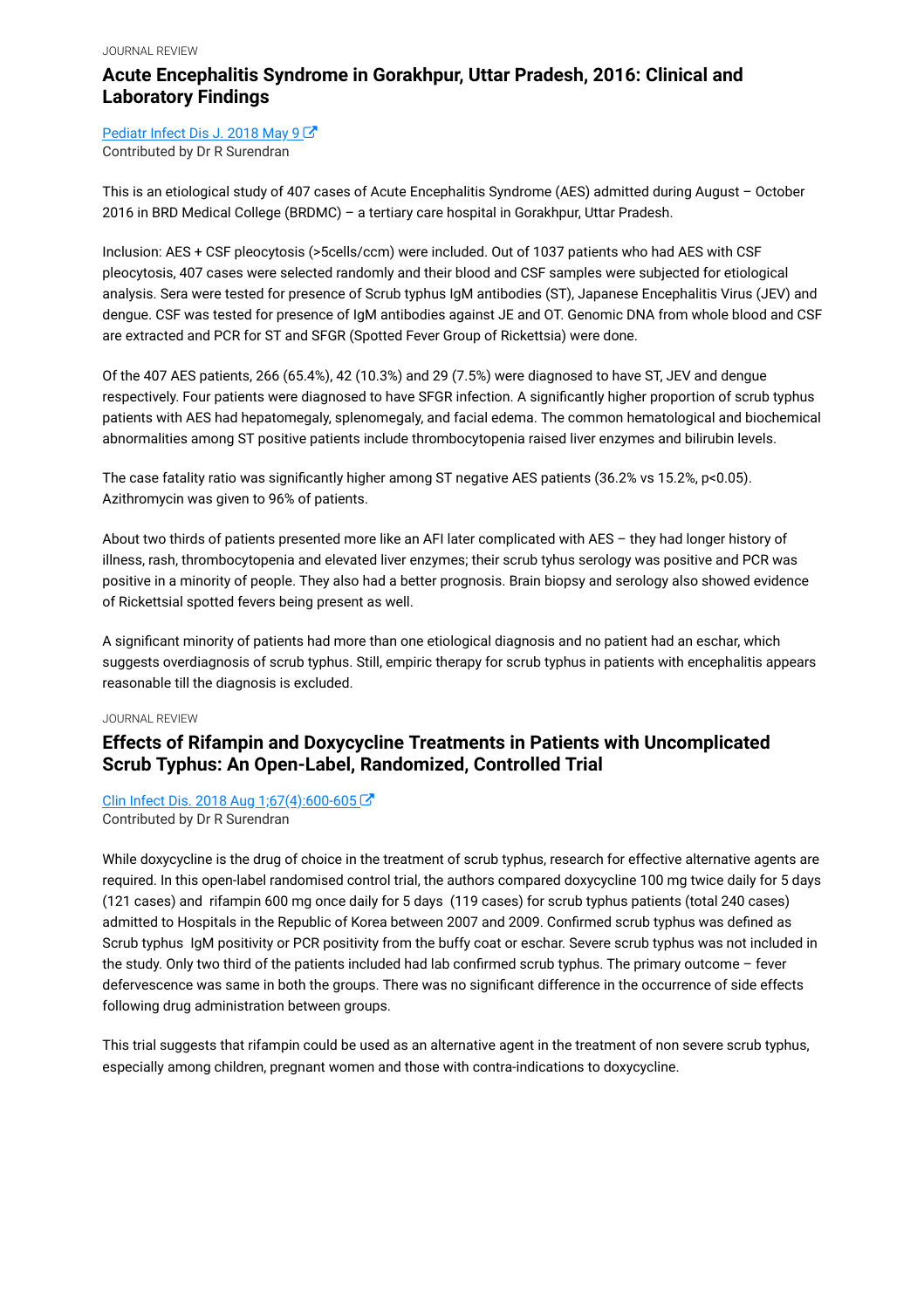JOURNAL REVIEW

## Acute Encephalitis Syndrome in Gorakhpur, Uttar Pradesh, 2016: Clinical and Laboratory Findings

[Pediatr Infect Dis J. 2018 May 9]
Contributed by Dr R Surendran

This is an etiological study of 407 cases of Acute Encephalitis Syndrome (AES) admitted during August – October 2016 in BRD Medical College (BRDMC) – a tertiary care hospital in Gorakhpur, Uttar Pradesh.

Inclusion: AES + CSF pleocytosis (>5cells/ccm) were included. Out of 1037 patients who had AES with CSF pleocytosis, 407 cases were selected randomly and their blood and CSF samples were subjected for etiological analysis. Sera were tested for presence of Scrub typhus IgM antibodies (ST), Japanese Encephalitis Virus (JEV) and dengue. CSF was tested for presence of IgM antibodies against JE and OT. Genomic DNA from whole blood and CSF are extracted and PCR for ST and SFGR (Spotted Fever Group of Rickettsia) were done.

Of the 407 AES patients, 266 (65.4%), 42 (10.3%) and 29 (7.5%) were diagnosed to have ST, JEV and dengue respectively. Four patients were diagnosed to have SFGR infection. A significantly higher proportion of scrub typhus patients with AES had hepatomegaly, splenomegaly, and facial edema. The common hematological and biochemical abnormalities among ST positive patients include thrombocytopenia raised liver enzymes and bilirubin levels.

The case fatality ratio was significantly higher among ST negative AES patients (36.2% vs 15.2%, $p<0.05$). Azithromycin was given to 96% of patients.

About two thirds of patients presented more like an AFI later complicated with AES – they had longer history of illness, rash, thrombocytopenia and elevated liver enzymes; their scrub tyhus serology was positive and PCR was positive in a minority of people. They also had a better prognosis. Brain biopsy and serology also showed evidence of Rickettsial spotted fevers being present as well.

A significant minority of patients had more than one etiological diagnosis and no patient had an eschar, which suggests overdiagnosis of scrub typhus. Still, empiric therapy for scrub typhus in patients with encephalitis appears reasonable till the diagnosis is excluded.

JOURNAL REVIEW

## Effects of Rifampin and Doxycycline Treatments in Patients with Uncomplicated Scrub Typhus: An Open-Label, Randomized, Controlled Trial

[Clin Infect Dis. 2018 Aug 1;67(4):600-605]
Contributed by Dr R Surendran

While doxycycline is the drug of choice in the treatment of scrub typhus, research for effective alternative agents are required. In this open-label randomised control trial, the authors compared doxycycline 100 mg twice daily for 5 days (121 cases) and rifampin 600 mg once daily for 5 days (119 cases) for scrub typhus patients (total 240 cases) admitted to Hospitals in the Republic of Korea between 2007 and 2009. Confirmed scrub typhus was defined as Scrub typhus IgM positivity or PCR positivity from the buffy coat or eschar. Severe scrub typhus was not included in the study. Only two third of the patients included had lab confirmed scrub typhus. The primary outcome – fever defervescence was same in both the groups. There was no significant difference in the occurrence of side effects following drug administration between groups.

This trial suggests that rifampin could be used as an alternative agent in the treatment of non severe scrub typhus, especially among children, pregnant women and those with contra-indications to doxycycline.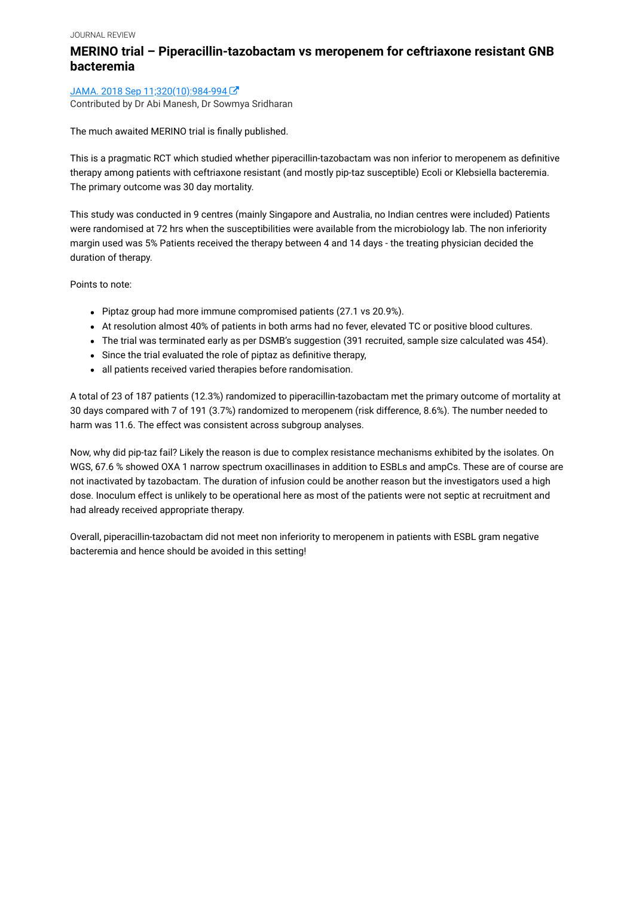JOURNAL REVIEW

# MERINO trial – Piperacillin-tazobactam vs meropenem for ceftriaxone resistant GNB bacteremia

JAMA. 2018 Sep 11;320(10):984-994

Contributed by Dr Abi Manesh, Dr Sowmya Sridharan

The much awaited MERINO trial is finally published.

This is a pragmatic RCT which studied whether piperacillin-tazobactam was non inferior to meropenem as definitive therapy among patients with ceftriaxone resistant (and mostly pip-taz susceptible) Ecoli or Klebsiella bacteremia. The primary outcome was 30 day mortality.

This study was conducted in 9 centres (mainly Singapore and Australia, no Indian centres were included) Patients were randomised at 72 hrs when the susceptibilities were available from the microbiology lab. The non inferiority margin used was 5% Patients received the therapy between 4 and 14 days - the treating physician decided the duration of therapy.

Points to note:

- Piptaz group had more immune compromised patients (27.1 vs 20.9%).
- At resolution almost 40% of patients in both arms had no fever, elevated TC or positive blood cultures.
- The trial was terminated early as per DSMB's suggestion (391 recruited, sample size calculated was 454).
- Since the trial evaluated the role of piptaz as definitive therapy,
- all patients received varied therapies before randomisation.

A total of 23 of 187 patients (12.3%) randomized to piperacillin-tazobactam met the primary outcome of mortality at 30 days compared with 7 of 191 (3.7%) randomized to meropenem (risk difference, 8.6%). The number needed to harm was 11.6. The effect was consistent across subgroup analyses.

Now, why did pip-taz fail? Likely the reason is due to complex resistance mechanisms exhibited by the isolates. On WGS, 67.6 % showed OXA 1 narrow spectrum oxacillinases in addition to ESBLs and ampCs. These are of course are not inactivated by tazobactam. The duration of infusion could be another reason but the investigators used a high dose. Inoculum effect is unlikely to be operational here as most of the patients were not septic at recruitment and had already received appropriate therapy.

Overall, piperacillin-tazobactam did not meet non inferiority to meropenem in patients with ESBL gram negative bacteremia and hence should be avoided in this setting!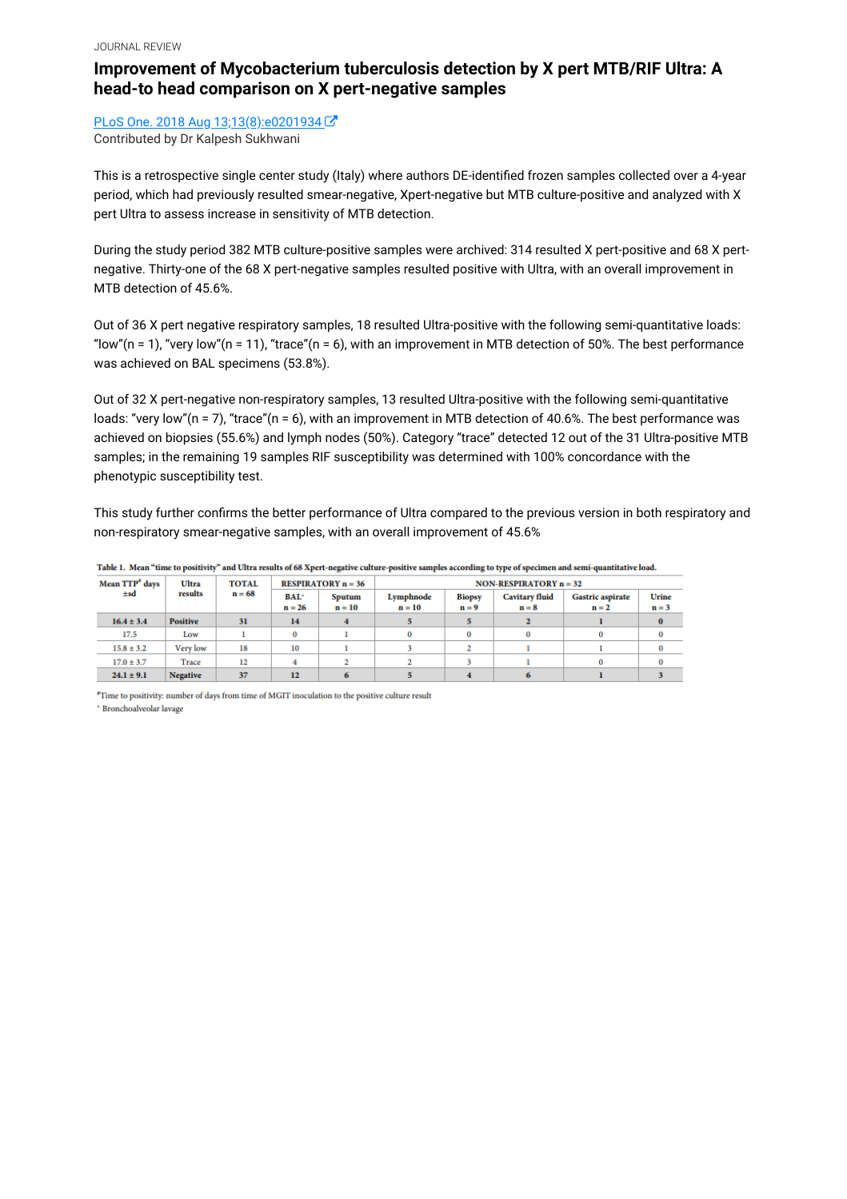JOURNAL REVIEW

# Improvement of Mycobacterium tuberculosis detection by X pert MTB/RIF Ultra: A head-to head comparison on X pert-negative samples

PLoS One. 2018 Aug 13;13(8):e0201934

Contributed by Dr Kalpesh Sukhwani

This is a retrospective single center study (Italy) where authors DE-identified frozen samples collected over a 4-year period, which had previously resulted smear-negative, Xpert-negative but MTB culture-positive and analyzed with X pert Ultra to assess increase in sensitivity of MTB detection.

During the study period 382 MTB culture-positive samples were archived: 314 resulted X pert-positive and 68 X pert-negative. Thirty-one of the 68 X pert-negative samples resulted positive with Ultra, with an overall improvement in MTB detection of 45.6%.

Out of 36 X pert negative respiratory samples, 18 resulted Ultra-positive with the following semi-quantitative loads: "low"(n = 1), "very low"(n = 11), "trace"(n = 6), with an improvement in MTB detection of 50%. The best performance was achieved on BAL specimens (53.8%).

Out of 32 X pert-negative non-respiratory samples, 13 resulted Ultra-positive with the following semi-quantitative loads: "very low"(n = 7), "trace"(n = 6), with an improvement in MTB detection of 40.6%. The best performance was achieved on biopsies (55.6%) and lymph nodes (50%). Category "trace" detected 12 out of the 31 Ultra-positive MTB samples; in the remaining 19 samples RIF susceptibility was determined with 100% concordance with the phenotypic susceptibility test.

This study further confirms the better performance of Ultra compared to the previous version in both respiratory and non-respiratory smear-negative samples, with an overall improvement of 45.6%

**Table 1. Mean "time to positivity" and Ultra results of 68 Xpert-negative culture-positive samples according to type of specimen and semi-quantitative load.**

| Mean TTP[#] days ±sd | Ultra results | TOTAL n = 68 | RESPIRATORY n = 36 | | NON-RESPIRATORY n = 32 | | | | | |
|---|---|---|---|---|---|---|---|---|---|---|
| | | | BAL[*] n = 26 | Sputum n = 10 | Lymphnode n = 10 | Biopsy n = 9 | Cavitary fluid n = 8 | Gastric aspirate n = 2 | Urine n = 3 |
| **16.4 ± 3.4** | **Positive** | **31** | **14** | **4** | **5** | **5** | **2** | **1** | **0** |
| 17.5 | Low | 1 | 0 | 1 | 0 | 0 | 0 | 0 | 0 |
| 15.8 ± 3.2 | Very low | 18 | 10 | 1 | 3 | 2 | 1 | 1 | 0 |
| 17.0 ± 3.7 | Trace | 12 | 4 | 2 | 2 | 3 | 1 | 0 | 0 |
| **24.1 ± 9.1** | **Negative** | **37** | **12** | **6** | **5** | **4** | **6** | **1** | **3** |

[#]Time to positivity: number of days from time of MGIT inoculation to the positive culture result

[*] Bronchoalveolar lavage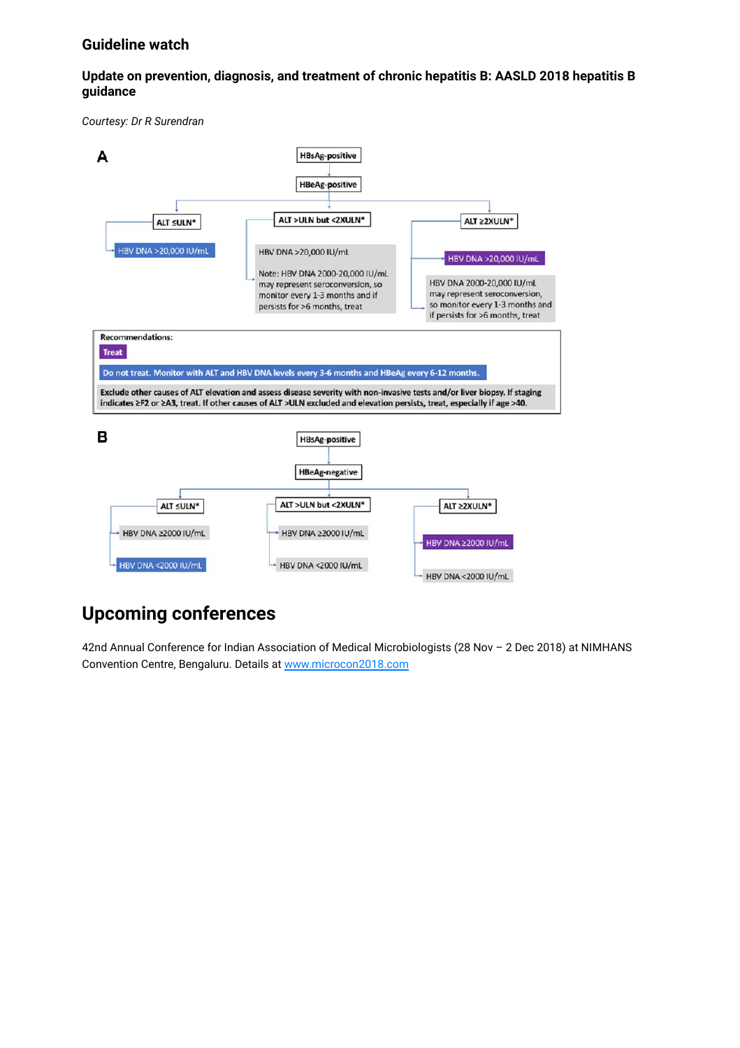## Guideline watch

### Update on prevention, diagnosis, and treatment of chronic hepatitis B: AASLD 2018 hepatitis B guidance

*Courtesy: Dr R Surendran*

**A**

HBsAg-positive

HBeAg-positive

ALT ≤ULN*

HBV DNA >20,000 IU/mL

ALT >ULN but <2XULN*

HBV DNA >20,000 IU/mL

Note: HBV DNA 2000-20,000 IU/mL may represent seroconversion, so monitor every 1-3 months and if persists for >6 months, treat

ALT ≥2XULN*

HBV DNA >20,000 IU/mL

HBV DNA 2000-20,000 IU/mL may represent seroconversion, so monitor every 1-3 months and if persists for >6 months, treat

Recommendations:

Treat

Do not treat. Monitor with ALT and HBV DNA levels every 3-6 months and HBeAg every 6-12 months.

Exclude other causes of ALT elevation and assess disease severity with non-invasive tests and/or liver biopsy. If staging indicates ≥F2 or ≥A3, treat. If other causes of ALT >ULN excluded and elevation persists, treat, especially if age >40.

**B**

HBsAg-positive

HBeAg-negative

ALT ≤ULN*

HBV DNA ≥2000 IU/mL

HBV DNA <2000 IU/mL

ALT >ULN but <2XULN*

HBV DNA ≥2000 IU/mL

HBV DNA <2000 IU/mL

ALT ≥2XULN*

HBV DNA ≥2000 IU/mL

HBV DNA <2000 IU/mL

# Upcoming conferences

42nd Annual Conference for Indian Association of Medical Microbiologists (28 Nov – 2 Dec 2018) at NIMHANS Convention Centre, Bengaluru. Details at [www.microcon2018.com](http://www.microcon2018.com)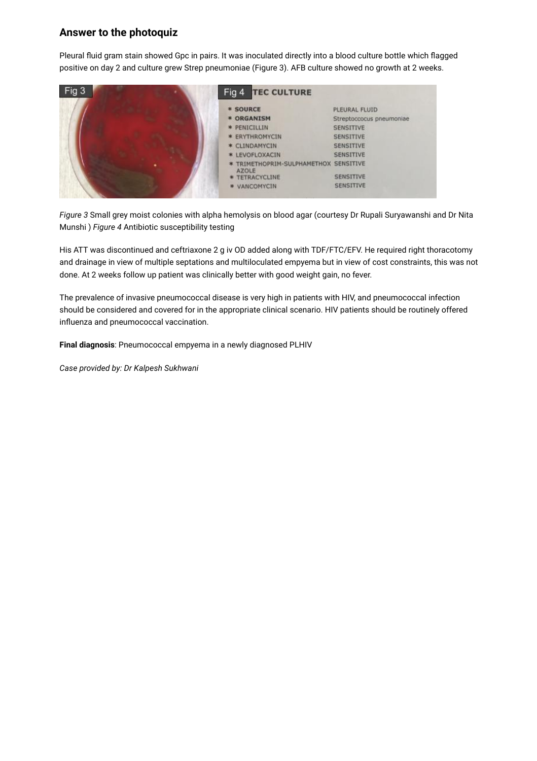## Answer to the photoquiz

Pleural fluid gram stain showed Gpc in pairs. It was inoculated directly into a blood culture bottle which flagged positive on day 2 and culture grew Strep pneumoniae (Figure 3). AFB culture showed no growth at 2 weeks.

Fig 3

Fig 4 TEC CULTURE

| | |
|---|---|
| * SOURCE | PLEURAL FLUID |
| * ORGANISM | Streptoccocus pneumoniae |
| * PENICILLIN | SENSITIVE |
| * ERYTHROMYCIN | SENSITIVE |
| * CLINDAMYCIN | SENSITIVE |
| * LEVOFLOXACIN | SENSITIVE |
| * TRIMETHOPRIM-SULPHAMETHOXAZOLE | SENSITIVE |
| * TETRACYCLINE | SENSITIVE |
| * VANCOMYCIN | SENSITIVE |

*Figure 3* Small grey moist colonies with alpha hemolysis on blood agar (courtesy Dr Rupali Suryawanshi and Dr Nita Munshi ) *Figure 4* Antibiotic susceptibility testing

His ATT was discontinued and ceftriaxone 2 g iv OD added along with TDF/FTC/EFV. He required right thoracotomy and drainage in view of multiple septations and multiloculated empyema but in view of cost constraints, this was not done. At 2 weeks follow up patient was clinically better with good weight gain, no fever.

The prevalence of invasive pneumococcal disease is very high in patients with HIV, and pneumococcal infection should be considered and covered for in the appropriate clinical scenario. HIV patients should be routinely offered influenza and pneumococcal vaccination.

**Final diagnosis**: Pneumococcal empyema in a newly diagnosed PLHIV

*Case provided by: Dr Kalpesh Sukhwani*